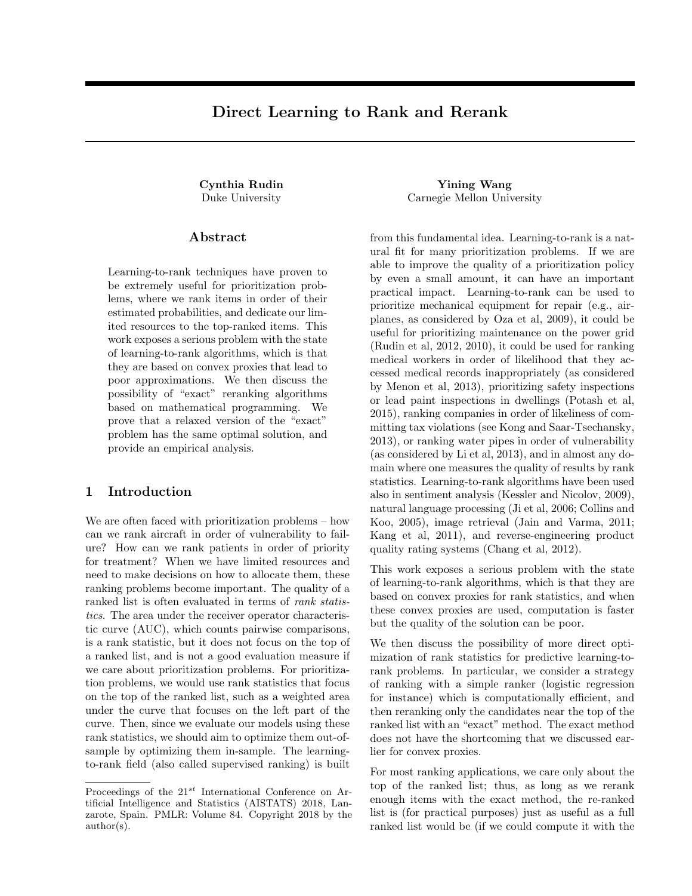# Direct Learning to Rank and Rerank

**Cynthia Rudin**
Duke University

**Yining Wang**
Carnegie Mellon University

## Abstract

Learning-to-rank techniques have proven to be extremely useful for prioritization problems, where we rank items in order of their estimated probabilities, and dedicate our limited resources to the top-ranked items. This work exposes a serious problem with the state of learning-to-rank algorithms, which is that they are based on convex proxies that lead to poor approximations. We then discuss the possibility of "exact" reranking algorithms based on mathematical programming. We prove that a relaxed version of the "exact" problem has the same optimal solution, and provide an empirical analysis.

## 1 Introduction

We are often faced with prioritization problems – how can we rank aircraft in order of vulnerability to failure? How can we rank patients in order of priority for treatment? When we have limited resources and need to make decisions on how to allocate them, these ranking problems become important. The quality of a ranked list is often evaluated in terms of *rank statistics*. The area under the receiver operator characteristic curve (AUC), which counts pairwise comparisons, is a rank statistic, but it does not focus on the top of a ranked list, and is not a good evaluation measure if we care about prioritization problems. For prioritization problems, we would use rank statistics that focus on the top of the ranked list, such as a weighted area under the curve that focuses on the left part of the curve. Then, since we evaluate our models using these rank statistics, we should aim to optimize them out-of-sample by optimizing them in-sample. The learning-to-rank field (also called supervised ranking) is built from this fundamental idea. Learning-to-rank is a natural fit for many prioritization problems. If we are able to improve the quality of a prioritization policy by even a small amount, it can have an important practical impact. Learning-to-rank can be used to prioritize mechanical equipment for repair (e.g., airplanes, as considered by Oza et al, 2009), it could be useful for prioritizing maintenance on the power grid (Rudin et al, 2012, 2010), it could be used for ranking medical workers in order of likelihood that they accessed medical records inappropriately (as considered by Menon et al, 2013), prioritizing safety inspections or lead paint inspections in dwellings (Potash et al, 2015), ranking companies in order of likeliness of committing tax violations (see Kong and Saar-Tsechansky, 2013), or ranking water pipes in order of vulnerability (as considered by Li et al, 2013), and in almost any domain where one measures the quality of results by rank statistics. Learning-to-rank algorithms have been used also in sentiment analysis (Kessler and Nicolov, 2009), natural language processing (Ji et al, 2006; Collins and Koo, 2005), image retrieval (Jain and Varma, 2011; Kang et al, 2011), and reverse-engineering product quality rating systems (Chang et al, 2012).

This work exposes a serious problem with the state of learning-to-rank algorithms, which is that they are based on convex proxies for rank statistics, and when these convex proxies are used, computation is faster but the quality of the solution can be poor.

We then discuss the possibility of more direct optimization of rank statistics for predictive learning-to-rank problems. In particular, we consider a strategy of ranking with a simple ranker (logistic regression for instance) which is computationally efficient, and then reranking only the candidates near the top of the ranked list with an "exact" method. The exact method does not have the shortcoming that we discussed earlier for convex proxies.

For most ranking applications, we care only about the top of the ranked list; thus, as long as we rerank enough items with the exact method, the re-ranked list is (for practical purposes) just as useful as a full ranked list would be (if we could compute it with the

Proceedings of the 21[st] International Conference on Artificial Intelligence and Statistics (AISTATS) 2018, Lanzarote, Spain. PMLR: Volume 84. Copyright 2018 by the author(s).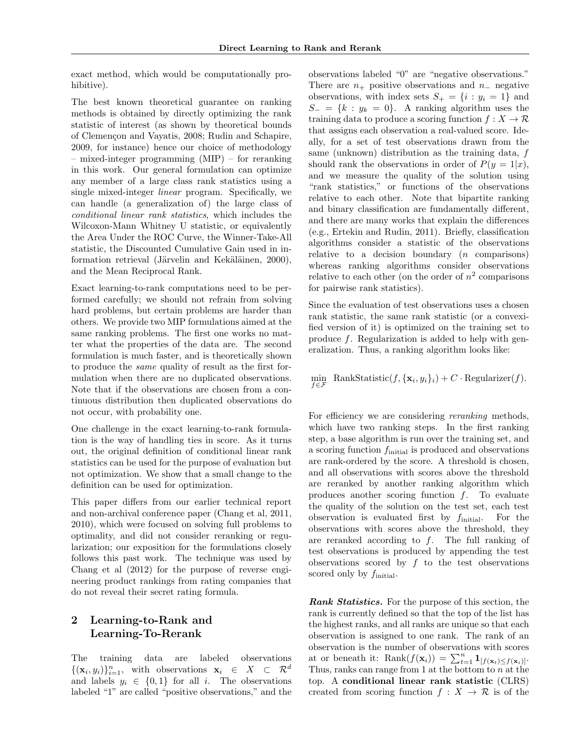exact method, which would be computationally prohibitive).

The best known theoretical guarantee on ranking methods is obtained by directly optimizing the rank statistic of interest (as shown by theoretical bounds of Clemençon and Vayatis, 2008; Rudin and Schapire, 2009, for instance) hence our choice of methodology – mixed-integer programming (MIP) – for reranking in this work. Our general formulation can optimize any member of a large class rank statistics using a single mixed-integer *linear* program. Specifically, we can handle (a generalization of) the large class of *conditional linear rank statistics*, which includes the Wilcoxon-Mann Whitney U statistic, or equivalently the Area Under the ROC Curve, the Winner-Take-All statistic, the Discounted Cumulative Gain used in information retrieval (Järvelin and Kekäläinen, 2000), and the Mean Reciprocal Rank.

Exact learning-to-rank computations need to be performed carefully; we should not refrain from solving hard problems, but certain problems are harder than others. We provide two MIP formulations aimed at the same ranking problems. The first one works no matter what the properties of the data are. The second formulation is much faster, and is theoretically shown to produce the *same* quality of result as the first formulation when there are no duplicated observations. Note that if the observations are chosen from a continuous distribution then duplicated observations do not occur, with probability one.

One challenge in the exact learning-to-rank formulation is the way of handling ties in score. As it turns out, the original definition of conditional linear rank statistics can be used for the purpose of evaluation but not optimization. We show that a small change to the definition can be used for optimization.

This paper differs from our earlier technical report and non-archival conference paper (Chang et al, 2011, 2010), which were focused on solving full problems to optimality, and did not consider reranking or regularization; our exposition for the formulations closely follows this past work. The technique was used by Chang et al (2012) for the purpose of reverse engineering product rankings from rating companies that do not reveal their secret rating formula.

## 2 Learning-to-Rank and Learning-To-Rerank

The training data are labeled observations $\{(\mathbf{x}_i, y_i)\}_{i=1}^n$, with observations $\mathbf{x}_i \in X \subset \mathcal{R}^d$ and labels $y_i \in \{0, 1\}$ for all $i$. The observations labeled "1" are called "positive observations," and the observations labeled "0" are "negative observations." There are $n_+$ positive observations and $n_-$ negative observations, with index sets $S_+ = \{i : y_i = 1\}$ and $S_- = \{k : y_k = 0\}$. A ranking algorithm uses the training data to produce a scoring function $f : X \to \mathcal{R}$ that assigns each observation a real-valued score. Ideally, for a set of test observations drawn from the same (unknown) distribution as the training data, $f$ should rank the observations in order of $P(y = 1|x)$, and we measure the quality of the solution using "rank statistics," or functions of the observations relative to each other. Note that bipartite ranking and binary classification are fundamentally different, and there are many works that explain the differences (e.g., Ertekin and Rudin, 2011). Briefly, classification algorithms consider a statistic of the observations relative to a decision boundary ($n$ comparisons) whereas ranking algorithms consider observations relative to each other (on the order of $n^2$ comparisons for pairwise rank statistics).

Since the evaluation of test observations uses a chosen rank statistic, the same rank statistic (or a convexified version of it) is optimized on the training set to produce $f$. Regularization is added to help with generalization. Thus, a ranking algorithm looks like:

$$\min_{f \in \mathcal{F}} \text{ RankStatistic}(f, \{\mathbf{x}_i, y_i\}_i) + C \cdot \text{Regularizer}(f).$$

For efficiency we are considering *reranking* methods, which have two ranking steps. In the first ranking step, a base algorithm is run over the training set, and a scoring function $f_{\text{initial}}$ is produced and observations are rank-ordered by the score. A threshold is chosen, and all observations with scores above the threshold are reranked by another ranking algorithm which produces another scoring function $f$. To evaluate the quality of the solution on the test set, each test observation is evaluated first by $f_{\text{initial}}$. For the observations with scores above the threshold, they are reranked according to $f$. The full ranking of test observations is produced by appending the test observations scored by $f$ to the test observations scored only by $f_{\text{initial}}$.

***Rank Statistics.*** For the purpose of this section, the rank is currently defined so that the top of the list has the highest ranks, and all ranks are unique so that each observation is assigned to one rank. The rank of an observation is the number of observations with scores at or beneath it: $\text{Rank}(f(\mathbf{x}_i)) = \sum_{t=1}^{n} \mathbf{1}_{[f(\mathbf{x}_t) \le f(\mathbf{x}_i)]}$. Thus, ranks can range from 1 at the bottom to $n$ at the top. A **conditional linear rank statistic** (CLRS) created from scoring function $f : X \to \mathcal{R}$ is of the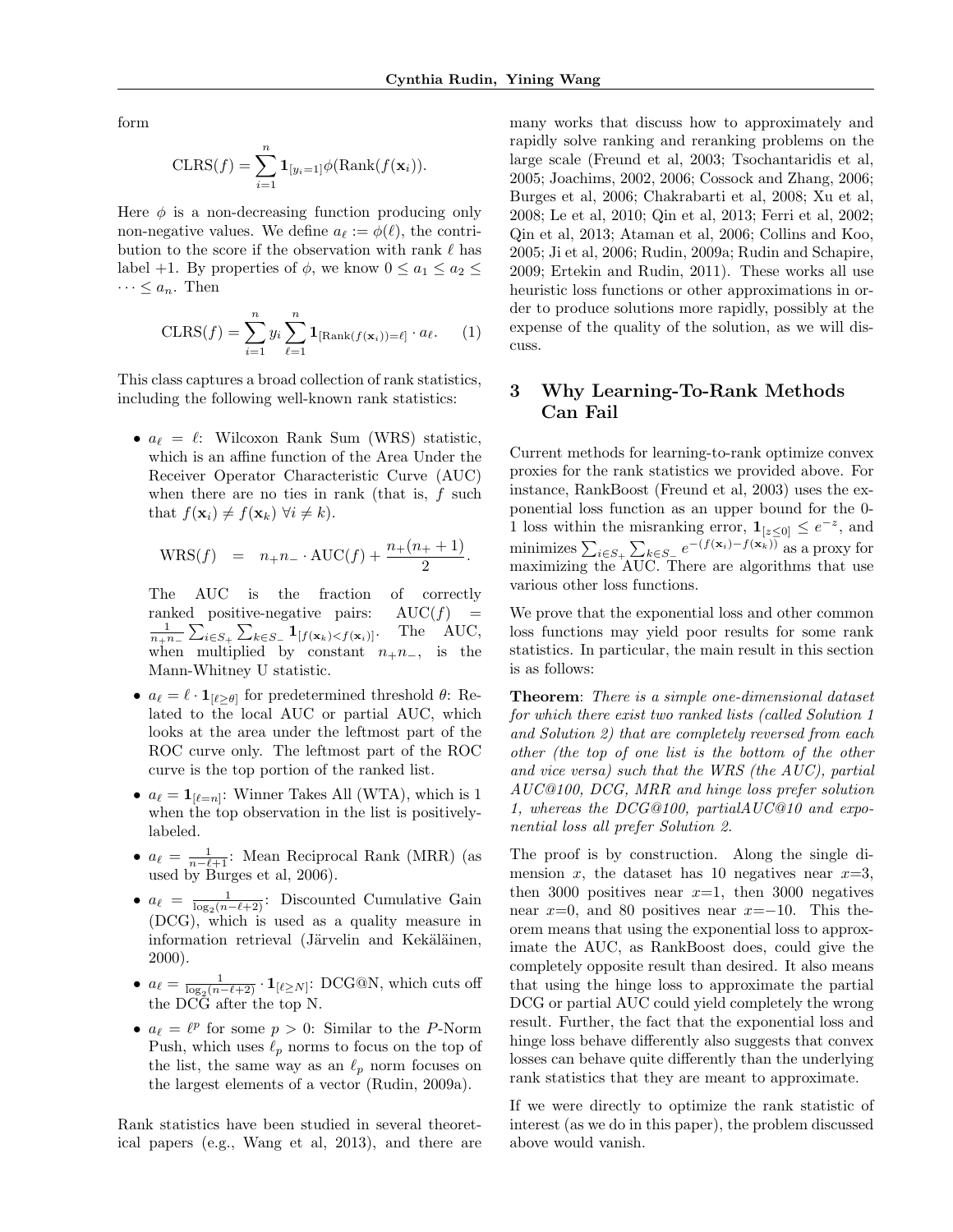form

$$\text{CLRS}(f) = \sum_{i=1}^{n} \mathbf{1}_{[y_i=1]} \phi(\text{Rank}(f(\mathbf{x}_i)).$$

Here $\phi$ is a non-decreasing function producing only non-negative values. We define $a_\ell := \phi(\ell)$, the contribution to the score if the observation with rank $\ell$ has label +1. By properties of $\phi$, we know $0 \leq a_1 \leq a_2 \leq \cdots \leq a_n$. Then

$$\text{CLRS}(f) = \sum_{i=1}^{n} y_i \sum_{\ell=1}^{n} \mathbf{1}_{[\text{Rank}(f(\mathbf{x}_i))=\ell]} \cdot a_\ell. \quad (1)$$

This class captures a broad collection of rank statistics, including the following well-known rank statistics:

- $a_\ell = \ell$: Wilcoxon Rank Sum (WRS) statistic, which is an affine function of the Area Under the Receiver Operator Characteristic Curve (AUC) when there are no ties in rank (that is, $f$ such that $f(\mathbf{x}_i) \neq f(\mathbf{x}_k)\ \forall i \neq k$).

  $$\text{WRS}(f) \quad = \quad n_+ n_- \cdot \text{AUC}(f) + \frac{n_+(n_+ + 1)}{2}.$$

  The AUC is the fraction of correctly ranked positive-negative pairs: $\text{AUC}(f) = \frac{1}{n_+ n_-} \sum_{i \in S_+} \sum_{k \in S_-} \mathbf{1}_{[f(\mathbf{x}_k) < f(\mathbf{x}_i)]}$. The AUC, when multiplied by constant $n_+ n_-$, is the Mann-Whitney U statistic.
- $a_\ell = \ell \cdot \mathbf{1}_{[\ell \geq \theta]}$ for predetermined threshold $\theta$: Related to the local AUC or partial AUC, which looks at the area under the leftmost part of the ROC curve only. The leftmost part of the ROC curve is the top portion of the ranked list.
- $a_\ell = \mathbf{1}_{[\ell = n]}$: Winner Takes All (WTA), which is 1 when the top observation in the list is positively-labeled.
- $a_\ell = \frac{1}{n - \ell + 1}$: Mean Reciprocal Rank (MRR) (as used by Burges et al, 2006).
- $a_\ell = \frac{1}{\log_2(n - \ell + 2)}$: Discounted Cumulative Gain (DCG), which is used as a quality measure in information retrieval (Järvelin and Kekäläinen, 2000).
- $a_\ell = \frac{1}{\log_2(n - \ell + 2)} \cdot \mathbf{1}_{[\ell \geq N]}$: DCG@N, which cuts off the DCG after the top N.
- $a_\ell = \ell^p$ for some $p > 0$: Similar to the $P$-Norm Push, which uses $\ell_p$ norms to focus on the top of the list, the same way as an $\ell_p$ norm focuses on the largest elements of a vector (Rudin, 2009a).

Rank statistics have been studied in several theoretical papers (e.g., Wang et al, 2013), and there are many works that discuss how to approximately and rapidly solve ranking and reranking problems on the large scale (Freund et al, 2003; Tsochantaridis et al, 2005; Joachims, 2002, 2006; Cossock and Zhang, 2006; Burges et al, 2006; Chakrabarti et al, 2008; Xu et al, 2008; Le et al, 2010; Qin et al, 2013; Ferri et al, 2002; Qin et al, 2013; Ataman et al, 2006; Collins and Koo, 2005; Ji et al, 2006; Rudin, 2009a; Rudin and Schapire, 2009; Ertekin and Rudin, 2011). These works all use heuristic loss functions or other approximations in order to produce solutions more rapidly, possibly at the expense of the quality of the solution, as we will discuss.

## 3 Why Learning-To-Rank Methods Can Fail

Current methods for learning-to-rank optimize convex proxies for the rank statistics we provided above. For instance, RankBoost (Freund et al, 2003) uses the exponential loss function as an upper bound for the 0-1 loss within the misranking error, $\mathbf{1}_{[z \leq 0]} \leq e^{-z}$, and minimizes $\sum_{i \in S_+} \sum_{k \in S_-} e^{-(f(\mathbf{x}_i) - f(\mathbf{x}_k))}$ as a proxy for maximizing the AUC. There are algorithms that use various other loss functions.

We prove that the exponential loss and other common loss functions may yield poor results for some rank statistics. In particular, the main result in this section is as follows:

**Theorem**: *There is a simple one-dimensional dataset for which there exist two ranked lists (called Solution 1 and Solution 2) that are completely reversed from each other (the top of one list is the bottom of the other and vice versa) such that the WRS (the AUC), partial AUC@100, DCG, MRR and hinge loss prefer solution 1, whereas the DCG@100, partialAUC@10 and exponential loss all prefer Solution 2.*

The proof is by construction. Along the single dimension $x$, the dataset has 10 negatives near $x$=3, then 3000 positives near $x$=1, then 3000 negatives near $x$=0, and 80 positives near $x$=−10. This theorem means that using the exponential loss to approximate the AUC, as RankBoost does, could give the completely opposite result than desired. It also means that using the hinge loss to approximate the partial DCG or partial AUC could yield completely the wrong result. Further, the fact that the exponential loss and hinge loss behave differently also suggests that convex losses can behave quite differently than the underlying rank statistics that they are meant to approximate.

If we were directly to optimize the rank statistic of interest (as we do in this paper), the problem discussed above would vanish.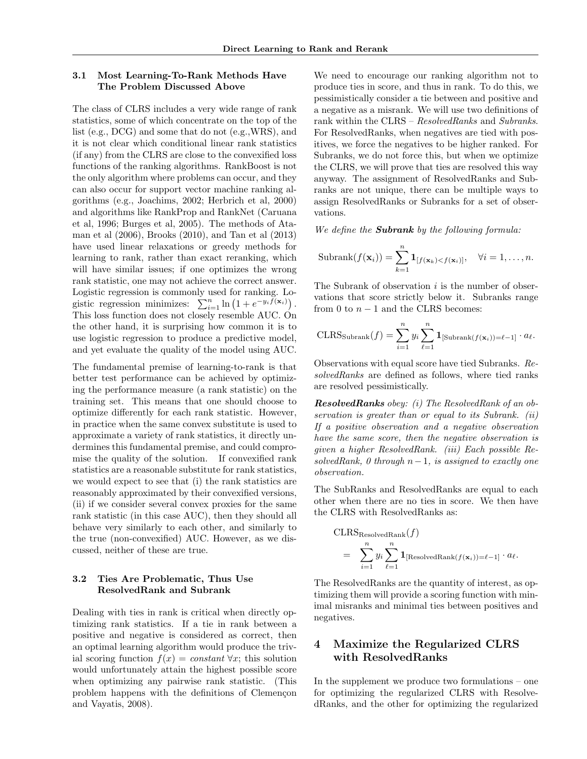### 3.1 Most Learning-To-Rank Methods Have The Problem Discussed Above

The class of CLRS includes a very wide range of rank statistics, some of which concentrate on the top of the list (e.g., DCG) and some that do not (e.g.,WRS), and it is not clear which conditional linear rank statistics (if any) from the CLRS are close to the convexified loss functions of the ranking algorithms. RankBoost is not the only algorithm where problems can occur, and they can also occur for support vector machine ranking algorithms (e.g., Joachims, 2002; Herbrich et al, 2000) and algorithms like RankProp and RankNet (Caruana et al, 1996; Burges et al, 2005). The methods of Ataman et al (2006), Brooks (2010), and Tan et al (2013) have used linear relaxations or greedy methods for learning to rank, rather than exact reranking, which will have similar issues; if one optimizes the wrong rank statistic, one may not achieve the correct answer. Logistic regression is commonly used for ranking. Logistic regression minimizes: $\sum_{i=1}^{n} \ln\left(1 + e^{-y_i f(\mathbf{x}_i)}\right)$. This loss function does not closely resemble AUC. On the other hand, it is surprising how common it is to use logistic regression to produce a predictive model, and yet evaluate the quality of the model using AUC.

The fundamental premise of learning-to-rank is that better test performance can be achieved by optimizing the performance measure (a rank statistic) on the training set. This means that one should choose to optimize differently for each rank statistic. However, in practice when the same convex substitute is used to approximate a variety of rank statistics, it directly undermines this fundamental premise, and could compromise the quality of the solution. If convexified rank statistics are a reasonable substitute for rank statistics, we would expect to see that (i) the rank statistics are reasonably approximated by their convexified versions, (ii) if we consider several convex proxies for the same rank statistic (in this case AUC), then they should all behave very similarly to each other, and similarly to the true (non-convexified) AUC. However, as we discussed, neither of these are true.

### 3.2 Ties Are Problematic, Thus Use ResolvedRank and Subrank

Dealing with ties in rank is critical when directly optimizing rank statistics. If a tie in rank between a positive and negative is considered as correct, then an optimal learning algorithm would produce the trivial scoring function $f(x) = constant\ \forall x$; this solution would unfortunately attain the highest possible score when optimizing any pairwise rank statistic. (This problem happens with the definitions of Clemençon and Vayatis, 2008).

We need to encourage our ranking algorithm not to produce ties in score, and thus in rank. To do this, we pessimistically consider a tie between and positive and a negative as a misrank. We will use two definitions of rank within the CLRS – *ResolvedRanks* and *Subranks*. For ResolvedRanks, when negatives are tied with positives, we force the negatives to be higher ranked. For Subranks, we do not force this, but when we optimize the CLRS, we will prove that ties are resolved this way anyway. The assignment of ResolvedRanks and Subranks are not unique, there can be multiple ways to assign ResolvedRanks or Subranks for a set of observations.

*We define the* ***Subrank*** *by the following formula:*

$$\text{Subrank}(f(\mathbf{x}_i)) = \sum_{k=1}^{n} \mathbf{1}_{[f(\mathbf{x}_k) < f(\mathbf{x}_i)]}, \quad \forall i = 1, \ldots, n.$$

The Subrank of observation $i$ is the number of observations that score strictly below it. Subranks range from 0 to $n-1$ and the CLRS becomes:

$$\text{CLRS}_{\text{Subrank}}(f) = \sum_{i=1}^{n} y_i \sum_{\ell=1}^{n} \mathbf{1}_{[\text{Subrank}(f(\mathbf{x}_i)) = \ell-1]} \cdot a_\ell.$$

Observations with equal score have tied Subranks. *ResolvedRanks* are defined as follows, where tied ranks are resolved pessimistically.

***ResolvedRanks*** *obey: (i) The ResolvedRank of an observation is greater than or equal to its Subrank. (ii) If a positive observation and a negative observation have the same score, then the negative observation is given a higher ResolvedRank. (iii) Each possible ResolvedRank, 0 through $n-1$, is assigned to exactly one observation.*

The SubRanks and ResolvedRanks are equal to each other when there are no ties in score. We then have the CLRS with ResolvedRanks as:

$$\begin{aligned} &\text{CLRS}_{\text{ResolvedRank}}(f) \\ &\quad = \sum_{i=1}^{n} y_i \sum_{\ell=1}^{n} \mathbf{1}_{[\text{ResolvedRank}(f(\mathbf{x}_i)) = \ell-1]} \cdot a_\ell. \end{aligned}$$

The ResolvedRanks are the quantity of interest, as optimizing them will provide a scoring function with minimal misranks and minimal ties between positives and negatives.

## 4 Maximize the Regularized CLRS with ResolvedRanks

In the supplement we produce two formulations – one for optimizing the regularized CLRS with ResolvedRanks, and the other for optimizing the regularized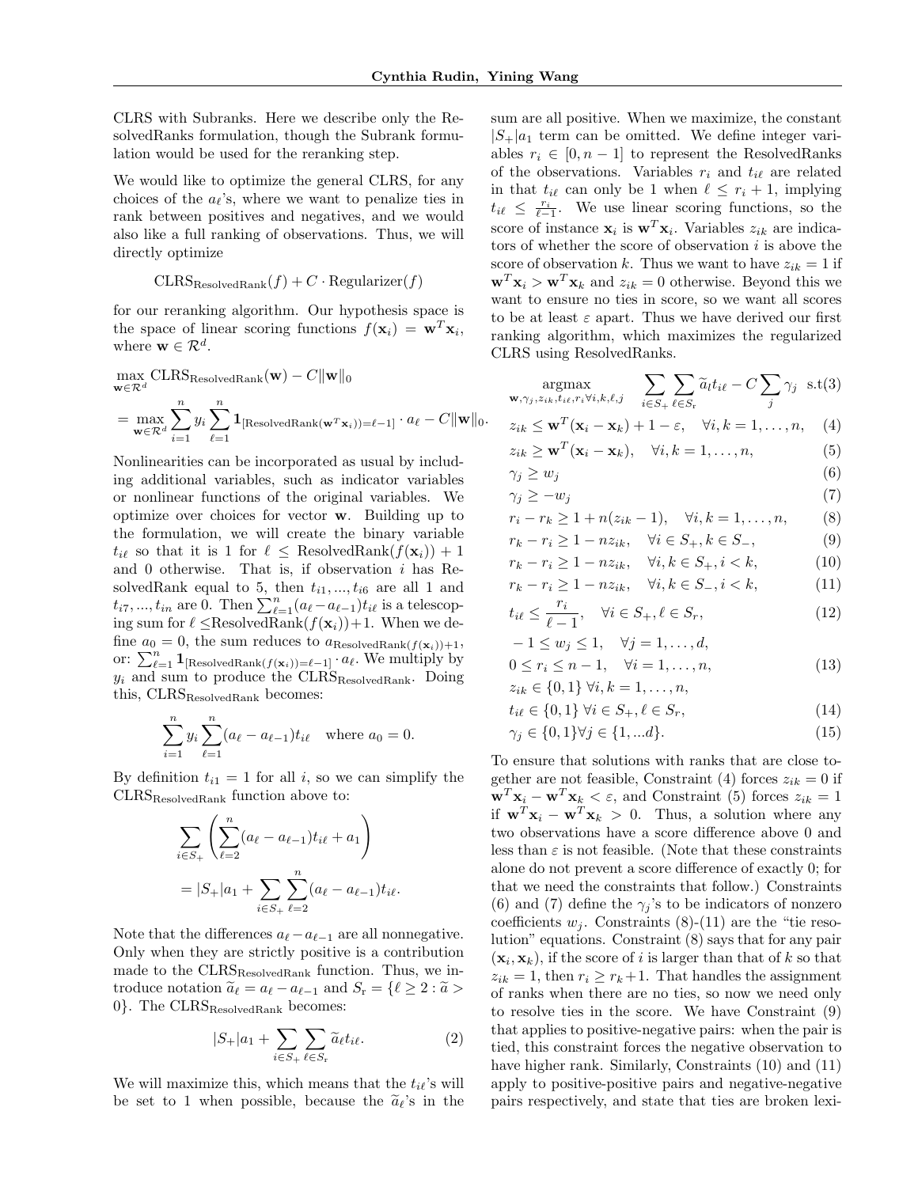CLRS with Subranks. Here we describe only the ResolvedRanks formulation, though the Subrank formulation would be used for the reranking step.

We would like to optimize the general CLRS, for any choices of the $a_\ell$'s, where we want to penalize ties in rank between positives and negatives, and we would also like a full ranking of observations. Thus, we will directly optimize

$$\text{CLRS}_{\text{ResolvedRank}}(f) + C \cdot \text{Regularizer}(f)$$

for our reranking algorithm. Our hypothesis space is the space of linear scoring functions $f(\mathbf{x}_i) = \mathbf{w}^T\mathbf{x}_i$, where $\mathbf{w} \in \mathcal{R}^d$.

$$\max_{\mathbf{w}\in\mathcal{R}^d} \text{CLRS}_{\text{ResolvedRank}}(\mathbf{w}) - C\|\mathbf{w}\|_0$$

$$= \max_{\mathbf{w}\in\mathcal{R}^d} \sum_{i=1}^n y_i \sum_{\ell=1}^n \mathbf{1}_{[\text{ResolvedRank}(\mathbf{w}^T\mathbf{x}_i))=\ell-1]} \cdot a_\ell - C\|\mathbf{w}\|_0.$$

Nonlinearities can be incorporated as usual by including additional variables, such as indicator variables or nonlinear functions of the original variables. We optimize over choices for vector $\mathbf{w}$. Building up to the formulation, we will create the binary variable $t_{i\ell}$ so that it is 1 for $\ell \leq \text{ResolvedRank}(f(\mathbf{x}_i)) + 1$ and 0 otherwise. That is, if observation $i$ has ResolvedRank equal to 5, then $t_{i1}, ..., t_{i6}$ are all 1 and $t_{i7}, ..., t_{in}$ are 0. Then $\sum_{\ell=1}^n (a_\ell - a_{\ell-1})t_{i\ell}$ is a telescoping sum for $\ell \leq \text{ResolvedRank}(f(\mathbf{x}_i)) + 1$. When we define $a_0 = 0$, the sum reduces to $a_{\text{ResolvedRank}(f(\mathbf{x}_i))+1}$, or: $\sum_{\ell=1}^n \mathbf{1}_{[\text{ResolvedRank}(f(\mathbf{x}_i))=\ell-1]} \cdot a_\ell$. We multiply by $y_i$ and sum to produce the $\text{CLRS}_{\text{ResolvedRank}}$. Doing this, $\text{CLRS}_{\text{ResolvedRank}}$ becomes:

$$\sum_{i=1}^n y_i \sum_{\ell=1}^n (a_\ell - a_{\ell-1})t_{i\ell} \quad \text{where } a_0 = 0.$$

By definition $t_{i1} = 1$ for all $i$, so we can simplify the $\text{CLRS}_{\text{ResolvedRank}}$ function above to:

$$\sum_{i\in S_+} \left( \sum_{\ell=2}^n (a_\ell - a_{\ell-1})t_{i\ell} + a_1 \right)$$

$$= |S_+|a_1 + \sum_{i\in S_+} \sum_{\ell=2}^n (a_\ell - a_{\ell-1})t_{i\ell}.$$

Note that the differences $a_\ell - a_{\ell-1}$ are all nonnegative. Only when they are strictly positive is a contribution made to the $\text{CLRS}_{\text{ResolvedRank}}$ function. Thus, we introduce notation $\tilde{a}_\ell = a_\ell - a_{\ell-1}$ and $S_\text{r} = \{\ell \geq 2 : \tilde{a} > 0\}$. The $\text{CLRS}_{\text{ResolvedRank}}$ becomes:

$$|S_+|a_1 + \sum_{i\in S_+} \sum_{\ell\in S_\text{r}} \tilde{a}_\ell t_{i\ell}. \tag{2}$$

We will maximize this, which means that the $t_{i\ell}$'s will be set to 1 when possible, because the $\tilde{a}_\ell$'s in the sum are all positive. When we maximize, the constant $|S_+|a_1$ term can be omitted. We define integer variables $r_i \in [0, n-1]$ to represent the ResolvedRanks of the observations. Variables $r_i$ and $t_{i\ell}$ are related in that $t_{i\ell}$ can only be 1 when $\ell \leq r_i + 1$, implying $t_{i\ell} \leq \frac{r_i}{\ell-1}$. We use linear scoring functions, so the score of instance $\mathbf{x}_i$ is $\mathbf{w}^T\mathbf{x}_i$. Variables $z_{ik}$ are indicators of whether the score of observation $i$ is above the score of observation $k$. Thus we want to have $z_{ik} = 1$ if $\mathbf{w}^T\mathbf{x}_i > \mathbf{w}^T\mathbf{x}_k$ and $z_{ik} = 0$ otherwise. Beyond this we want to ensure no ties in score, so we want all scores to be at least $\varepsilon$ apart. Thus we have derived our first ranking algorithm, which maximizes the regularized CLRS using ResolvedRanks.

$$\underset{\mathbf{w},\gamma_j,z_{ik},t_{i\ell},r_i\forall i,k,\ell,j}{\text{argmax}} \quad \sum_{i\in S_+} \sum_{\ell\in S_\text{r}} \tilde{a}_\ell t_{i\ell} - C\sum_j \gamma_j \quad \text{s.t} \tag{3}$$

$$z_{ik} \leq \mathbf{w}^T(\mathbf{x}_i - \mathbf{x}_k) + 1 - \varepsilon, \quad \forall i, k = 1, \ldots, n, \tag{4}$$

$$z_{ik} \geq \mathbf{w}^T(\mathbf{x}_i - \mathbf{x}_k), \quad \forall i, k = 1, \ldots, n, \tag{5}$$

$$\gamma_j \geq w_j \tag{6}$$

$$\gamma_j \geq -w_j \tag{7}$$

$$r_i - r_k \geq 1 + n(z_{ik} - 1), \quad \forall i, k = 1, \ldots, n, \tag{8}$$

$$r_k - r_i \geq 1 - nz_{ik}, \quad \forall i \in S_+, k \in S_-, \tag{9}$$

$$r_k - r_i \geq 1 - nz_{ik}, \quad \forall i, k \in S_+, i < k, \tag{10}$$

$$r_k - r_i \geq 1 - nz_{ik}, \quad \forall i, k \in S_-, i < k, \tag{11}$$

$$t_{i\ell} \leq \frac{r_i}{\ell - 1}, \quad \forall i \in S_+, \ell \in S_r, \tag{12}$$

$$-1 \leq w_j \leq 1, \quad \forall j = 1, \ldots, d,$$

$$0 \leq r_i \leq n - 1, \quad \forall i = 1, \ldots, n, \tag{13}$$

$$z_{ik} \in \{0, 1\} \; \forall i, k = 1, \ldots, n,$$

$$t_{i\ell} \in \{0, 1\} \; \forall i \in S_+, \ell \in S_r, \tag{14}$$

$$\gamma_j \in \{0, 1\} \forall j \in \{1, ...d\}. \tag{15}$$

To ensure that solutions with ranks that are close together are not feasible, Constraint (4) forces $z_{ik} = 0$ if $\mathbf{w}^T\mathbf{x}_i - \mathbf{w}^T\mathbf{x}_k < \varepsilon$, and Constraint (5) forces $z_{ik} = 1$ if $\mathbf{w}^T\mathbf{x}_i - \mathbf{w}^T\mathbf{x}_k > 0$. Thus, a solution where any two observations have a score difference above 0 and less than $\varepsilon$ is not feasible. (Note that these constraints alone do not prevent a score difference of exactly 0; for that we need the constraints that follow.) Constraints (6) and (7) define the $\gamma_j$'s to be indicators of nonzero coefficients $w_j$. Constraints (8)-(11) are the "tie resolution" equations. Constraint (8) says that for any pair $(\mathbf{x}_i, \mathbf{x}_k)$, if the score of $i$ is larger than that of $k$ so that $z_{ik} = 1$, then $r_i \geq r_k + 1$. That handles the assignment of ranks when there are no ties, so now we need only to resolve ties in the score. We have Constraint (9) that applies to positive-negative pairs: when the pair is tied, this constraint forces the negative observation to have higher rank. Similarly, Constraints (10) and (11) apply to positive-positive pairs and negative-negative pairs respectively, and state that ties are broken lexi-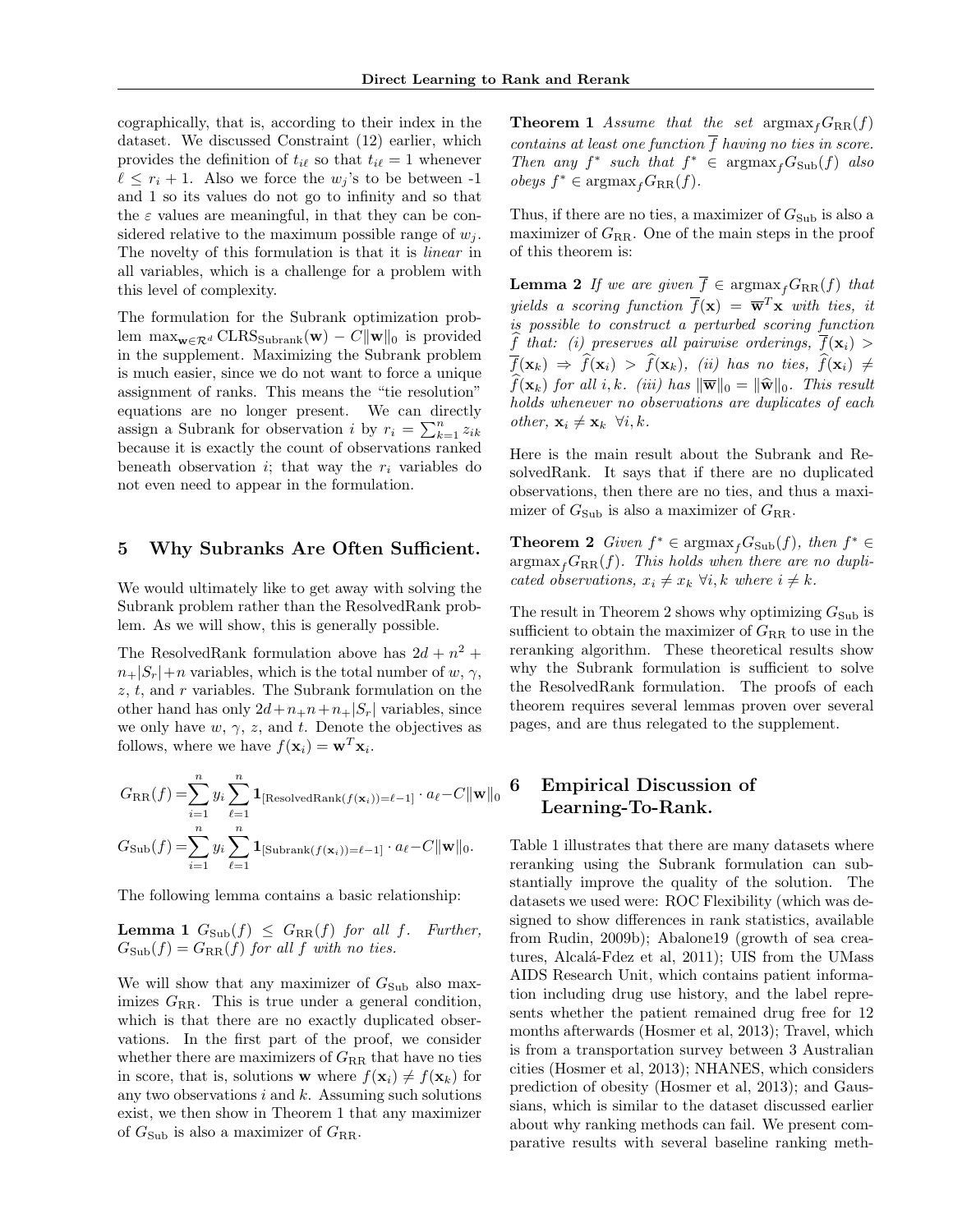cographically, that is, according to their index in the dataset. We discussed Constraint (12) earlier, which provides the definition of $t_{i\ell}$ so that $t_{i\ell} = 1$ whenever $\ell \leq r_i + 1$. Also we force the $w_j$'s to be between -1 and 1 so its values do not go to infinity and so that the $\varepsilon$ values are meaningful, in that they can be considered relative to the maximum possible range of $w_j$. The novelty of this formulation is that it is *linear* in all variables, which is a challenge for a problem with this level of complexity.

The formulation for the Subrank optimization problem $\max_{\mathbf{w}\in\mathcal{R}^d} \text{CLRS}_{\text{Subrank}}(\mathbf{w}) - C\|\mathbf{w}\|_0$ is provided in the supplement. Maximizing the Subrank problem is much easier, since we do not want to force a unique assignment of ranks. This means the "tie resolution" equations are no longer present. We can directly assign a Subrank for observation $i$ by $r_i = \sum_{k=1}^{n} z_{ik}$ because it is exactly the count of observations ranked beneath observation $i$; that way the $r_i$ variables do not even need to appear in the formulation.

## 5 Why Subranks Are Often Sufficient.

We would ultimately like to get away with solving the Subrank problem rather than the ResolvedRank problem. As we will show, this is generally possible.

The ResolvedRank formulation above has $2d + n^2 + n_+|S_r| + n$ variables, which is the total number of $w$, $\gamma$, $z$, $t$, and $r$ variables. The Subrank formulation on the other hand has only $2d + n_+n + n_+|S_r|$ variables, since we only have $w$, $\gamma$, $z$, and $t$. Denote the objectives as follows, where we have $f(\mathbf{x}_i) = \mathbf{w}^T\mathbf{x}_i$.

$$G_{\text{RR}}(f) = \sum_{i=1}^{n} y_i \sum_{\ell=1}^{n} \mathbf{1}_{[\text{ResolvedRank}(f(\mathbf{x}_i))=\ell-1]} \cdot a_\ell - C\|\mathbf{w}\|_0$$

$$G_{\text{Sub}}(f) = \sum_{i=1}^{n} y_i \sum_{\ell=1}^{n} \mathbf{1}_{[\text{Subrank}(f(\mathbf{x}_i))=\ell-1]} \cdot a_\ell - C\|\mathbf{w}\|_0.$$

The following lemma contains a basic relationship:

**Lemma 1** *$G_{\text{Sub}}(f) \leq G_{\text{RR}}(f)$ for all $f$. Further, $G_{\text{Sub}}(f) = G_{\text{RR}}(f)$ for all $f$ with no ties.*

We will show that any maximizer of $G_{\text{Sub}}$ also maximizes $G_{\text{RR}}$. This is true under a general condition, which is that there are no exactly duplicated observations. In the first part of the proof, we consider whether there are maximizers of $G_{\text{RR}}$ that have no ties in score, that is, solutions $\mathbf{w}$ where $f(\mathbf{x}_i) \neq f(\mathbf{x}_k)$ for any two observations $i$ and $k$. Assuming such solutions exist, we then show in Theorem 1 that any maximizer of $G_{\text{Sub}}$ is also a maximizer of $G_{\text{RR}}$.

**Theorem 1** *Assume that the set $\text{argmax}_f G_{\text{RR}}(f)$ contains at least one function $\overline{f}$ having no ties in score. Then any $f^*$ such that $f^* \in \text{argmax}_f G_{\text{Sub}}(f)$ also obeys $f^* \in \text{argmax}_f G_{\text{RR}}(f)$.*

Thus, if there are no ties, a maximizer of $G_{\text{Sub}}$ is also a maximizer of $G_{\text{RR}}$. One of the main steps in the proof of this theorem is:

**Lemma 2** *If we are given $\overline{f} \in \text{argmax}_f G_{\text{RR}}(f)$ that yields a scoring function $\overline{f}(\mathbf{x}) = \overline{\mathbf{w}}^T\mathbf{x}$ with ties, it is possible to construct a perturbed scoring function $\widehat{f}$ that: (i) preserves all pairwise orderings, $\overline{f}(\mathbf{x}_i) > \overline{f}(\mathbf{x}_k) \Rightarrow \widehat{f}(\mathbf{x}_i) > \widehat{f}(\mathbf{x}_k)$, (ii) has no ties, $\widehat{f}(\mathbf{x}_i) \neq \widehat{f}(\mathbf{x}_k)$ for all $i, k$. (iii) has $\|\overline{\mathbf{w}}\|_0 = \|\widehat{\mathbf{w}}\|_0$. This result holds whenever no observations are duplicates of each other, $\mathbf{x}_i \neq \mathbf{x}_k \;\; \forall i, k$.*

Here is the main result about the Subrank and ResolvedRank. It says that if there are no duplicated observations, then there are no ties, and thus a maximizer of $G_{\text{Sub}}$ is also a maximizer of $G_{\text{RR}}$.

**Theorem 2** *Given $f^* \in \text{argmax}_f G_{\text{Sub}}(f)$, then $f^* \in \text{argmax}_f G_{\text{RR}}(f)$. This holds when there are no duplicated observations, $x_i \neq x_k \; \forall i, k$ where $i \neq k$.*

The result in Theorem 2 shows why optimizing $G_{\text{Sub}}$ is sufficient to obtain the maximizer of $G_{\text{RR}}$ to use in the reranking algorithm. These theoretical results show why the Subrank formulation is sufficient to solve the ResolvedRank formulation. The proofs of each theorem requires several lemmas proven over several pages, and are thus relegated to the supplement.

## 6 Empirical Discussion of Learning-To-Rank.

Table 1 illustrates that there are many datasets where reranking using the Subrank formulation can substantially improve the quality of the solution. The datasets we used were: ROC Flexibility (which was designed to show differences in rank statistics, available from Rudin, 2009b); Abalone19 (growth of sea creatures, Alcalá-Fdez et al, 2011); UIS from the UMass AIDS Research Unit, which contains patient information including drug use history, and the label represents whether the patient remained drug free for 12 months afterwards (Hosmer et al, 2013); Travel, which is from a transportation survey between 3 Australian cities (Hosmer et al, 2013); NHANES, which considers prediction of obesity (Hosmer et al, 2013); and Gaussians, which is similar to the dataset discussed earlier about why ranking methods can fail. We present comparative results with several baseline ranking meth-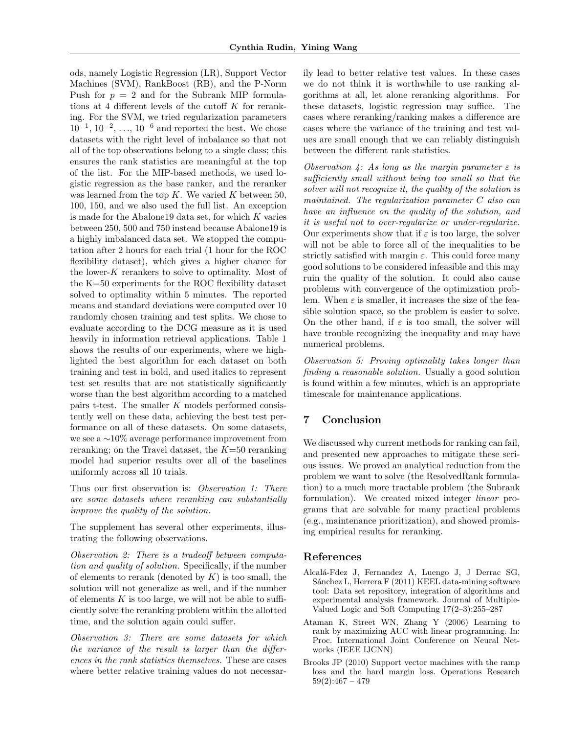ods, namely Logistic Regression (LR), Support Vector Machines (SVM), RankBoost (RB), and the P-Norm Push for $p = 2$ and for the Subrank MIP formulations at 4 different levels of the cutoff $K$ for reranking. For the SVM, we tried regularization parameters $10^{-1}, 10^{-2}, \ldots, 10^{-6}$ and reported the best. We chose datasets with the right level of imbalance so that not all of the top observations belong to a single class; this ensures the rank statistics are meaningful at the top of the list. For the MIP-based methods, we used logistic regression as the base ranker, and the reranker was learned from the top $K$. We varied $K$ between 50, 100, 150, and we also used the full list. An exception is made for the Abalone19 data set, for which $K$ varies between 250, 500 and 750 instead because Abalone19 is a highly imbalanced data set. We stopped the computation after 2 hours for each trial (1 hour for the ROC flexibility dataset), which gives a higher chance for the lower-$K$ rerankers to solve to optimality. Most of the K=50 experiments for the ROC flexibility dataset solved to optimality within 5 minutes. The reported means and standard deviations were computed over 10 randomly chosen training and test splits. We chose to evaluate according to the DCG measure as it is used heavily in information retrieval applications. Table 1 shows the results of our experiments, where we highlighted the best algorithm for each dataset on both training and test in bold, and used italics to represent test set results that are not statistically significantly worse than the best algorithm according to a matched pairs t-test. The smaller $K$ models performed consistently well on these data, achieving the best test performance on all of these datasets. On some datasets, we see a $\sim$10% average performance improvement from reranking; on the Travel dataset, the $K$=50 reranking model had superior results over all of the baselines uniformly across all 10 trials.

Thus our first observation is: *Observation 1: There are some datasets where reranking can substantially improve the quality of the solution.*

The supplement has several other experiments, illustrating the following observations.

*Observation 2: There is a tradeoff between computation and quality of solution.* Specifically, if the number of elements to rerank (denoted by $K$) is too small, the solution will not generalize as well, and if the number of elements $K$ is too large, we will not be able to sufficiently solve the reranking problem within the allotted time, and the solution again could suffer.

*Observation 3: There are some datasets for which the variance of the result is larger than the differences in the rank statistics themselves.* These are cases where better relative training values do not necessarily lead to better relative test values. In these cases we do not think it is worthwhile to use ranking algorithms at all, let alone reranking algorithms. For these datasets, logistic regression may suffice. The cases where reranking/ranking makes a difference are cases where the variance of the training and test values are small enough that we can reliably distinguish between the different rank statistics.

*Observation 4: As long as the margin parameter $\varepsilon$ is sufficiently small without being too small so that the solver will not recognize it, the quality of the solution is maintained. The regularization parameter $C$ also can have an influence on the quality of the solution, and it is useful not to over-regularize or under-regularize.* Our experiments show that if $\varepsilon$ is too large, the solver will not be able to force all of the inequalities to be strictly satisfied with margin $\varepsilon$. This could force many good solutions to be considered infeasible and this may ruin the quality of the solution. It could also cause problems with convergence of the optimization problem. When $\varepsilon$ is smaller, it increases the size of the feasible solution space, so the problem is easier to solve. On the other hand, if $\varepsilon$ is too small, the solver will have trouble recognizing the inequality and may have numerical problems.

*Observation 5: Proving optimality takes longer than finding a reasonable solution.* Usually a good solution is found within a few minutes, which is an appropriate timescale for maintenance applications.

## 7 Conclusion

We discussed why current methods for ranking can fail, and presented new approaches to mitigate these serious issues. We proved an analytical reduction from the problem we want to solve (the ResolvedRank formulation) to a much more tractable problem (the Subrank formulation). We created mixed integer *linear* programs that are solvable for many practical problems (e.g., maintenance prioritization), and showed promising empirical results for reranking.

## References

Alcalá-Fdez J, Fernandez A, Luengo J, J Derrac SG, Sánchez L, Herrera F (2011) KEEL data-mining software tool: Data set repository, integration of algorithms and experimental analysis framework. Journal of Multiple-Valued Logic and Soft Computing 17(2–3):255–287

Ataman K, Street WN, Zhang Y (2006) Learning to rank by maximizing AUC with linear programming. In: Proc. International Joint Conference on Neural Networks (IEEE IJCNN)

Brooks JP (2010) Support vector machines with the ramp loss and the hard margin loss. Operations Research 59(2):467 – 479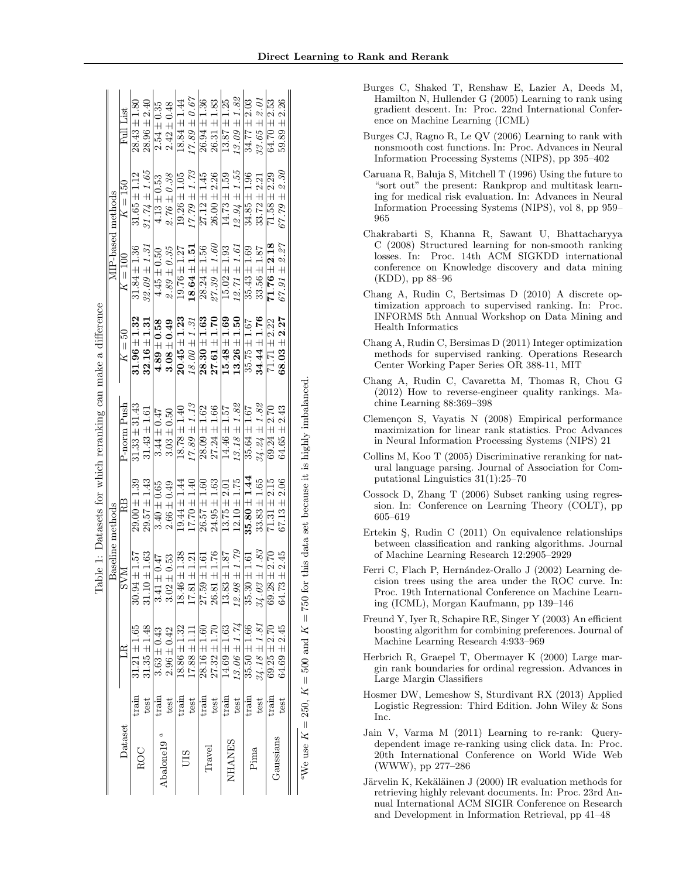Table 1: Datasets for which reranking can make a difference

| Dataset | | Baseline methods | | | | MIP-based methods | | | |
|---|---|---|---|---|---|---|---|---|---|
| | | LR | SVM | RB | P-norm Push | $K = 50$ | $K = 100$ | $K = 150$ | Full List |
| ROC | train | 31.21 ± 1.65 | 30.94 ± 1.57 | 29.00 ± 1.39 | 31.33 ± 31.43 | **31.96 ± 1.32** | 31.84 ± 1.36 | 31.65 ± 1.12 | 28.43 ± 1.80 |
| | test | 31.35 ± 1.48 | 31.10 ± 1.63 | 29.57 ± 1.43 | 31.43 ± 1.61 | **32.16 ± 1.31** | *32.09 ± 1.31* | *31.74 ± 1.65* | 28.96 ± 2.40 |
| Abalone19 [a] | train | 3.63 ± 0.43 | 3.41 ± 0.47 | 3.40 ± 0.65 | 3.44 ± 0.47 | **4.89 ± 0.58** | 4.45 ± 0.50 | 4.13 ± 0.53 | 2.54 ± 0.35 |
| | test | 2.96 ± 0.42 | 3.02 ± 0.53 | 2.66 ± 0.49 | 3.03 ± 0.50 | **3.08 ± 0.49** | *2.89 ± 0.35* | *2.76 ± 0.38* | 2.42 ± 0.48 |
| UIS | train | 18.86 ± 1.32 | 18.46 ± 1.38 | 19.44 ± 1.44 | 18.78 ± 1.40 | **20.45 ± 1.23** | 19.76 ± 1.27 | 19.26 ± 1.05 | 18.84 ± 1.44 |
| | test | 17.88 ± 1.11 | 17.81 ± 1.21 | 17.70 ± 1.40 | *17.89 ± 1.13* | *18.00 ± 1.31* | **18.64 ± 1.51** | *17.79 ± 1.73* | *17.89 ± 0.67* |
| Travel | train | 28.16 ± 1.60 | 27.59 ± 1.61 | 26.57 ± 1.60 | 28.09 ± 1.62 | **28.30 ± 1.63** | 28.24 ± 1.56 | 27.12 ± 1.45 | 26.94 ± 1.36 |
| | test | 27.32 ± 1.70 | 26.81 ± 1.76 | 24.95 ± 1.63 | 27.24 ± 1.66 | **27.61 ± 1.70** | *27.39 ± 1.60* | 26.00 ± 2.26 | 26.31 ± 1.83 |
| NHANES | train | 14.69 ± 1.63 | 13.83 ± 1.87 | 13.75 ± 2.01 | 14.46 ± 1.57 | **15.48 ± 1.69** | 15.02 ± 1.93 | 14.73 ± 1.59 | 13.87 ± 1.25 |
| | test | *13.06 ± 1.74* | *12.98 ± 1.79* | 12.10 ± 1.75 | *13.18 ± 1.82* | **13.26 ± 1.50** | *12.71 ± 1.61* | *12.94 ± 1.55* | *13.09 ± 1.82* |
| Pima | train | 35.50 ± 1.66 | 35.30 ± 1.61 | **35.80 ± 1.44** | 35.64 ± 1.67 | 35.75 ± 1.67 | 35.43 ± 1.69 | 34.85 ± 1.96 | 34.77 ± 2.03 |
| | test | *34.18 ± 1.81* | *34.03 ± 1.83* | 33.83 ± 1.65 | *34.24 ± 1.82* | **34.44 ± 1.76** | 33.56 ± 1.87 | 33.72 ± 2.21 | *33.65 ± 2.01* |
| Gaussians | train | 69.25 ± 2.70 | 69.28 ± 2.70 | 71.31 ± 2.15 | 69.24 ± 2.70 | 71.71 ± 2.22 | **71.76 ± 2.18** | 71.58 ± 2.29 | 64.70 ± 2.53 |
| | test | 64.69 ± 2.45 | 64.73 ± 2.45 | 67.13 ± 2.06 | 64.65 ± 2.43 | **68.03 ± 2.27** | *67.91 ± 2.27* | *67.79 ± 2.30* | 59.89 ± 2.26 |

[a] We use $K = 250$, $K = 500$ and $K = 750$ for this data set because it is highly imbalanced.

Burges C, Shaked T, Renshaw E, Lazier A, Deeds M, Hamilton N, Hullender G (2005) Learning to rank using gradient descent. In: Proc. 22nd International Conference on Machine Learning (ICML)

Burges CJ, Ragno R, Le QV (2006) Learning to rank with nonsmooth cost functions. In: Proc. Advances in Neural Information Processing Systems (NIPS), pp 395–402

Caruana R, Baluja S, Mitchell T (1996) Using the future to "sort out" the present: Rankprop and multitask learning for medical risk evaluation. In: Advances in Neural Information Processing Systems (NIPS), vol 8, pp 959–965

Chakrabarti S, Khanna R, Sawant U, Bhattacharyya C (2008) Structured learning for non-smooth ranking losses. In: Proc. 14th ACM SIGKDD international conference on Knowledge discovery and data mining (KDD), pp 88–96

Chang A, Rudin C, Bertsimas D (2010) A discrete optimization approach to supervised ranking. In: Proc. INFORMS 5th Annual Workshop on Data Mining and Health Informatics

Chang A, Rudin C, Bersimas D (2011) Integer optimization methods for supervised ranking. Operations Research Center Working Paper Series OR 388-11, MIT

Chang A, Rudin C, Cavaretta M, Thomas R, Chou G (2012) How to reverse-engineer quality rankings. Machine Learning 88:369–398

Clemençon S, Vayatis N (2008) Empirical performance maximization for linear rank statistics. Proc Advances in Neural Information Processing Systems (NIPS) 21

Collins M, Koo T (2005) Discriminative reranking for natural language parsing. Journal of Association for Computational Linguistics 31(1):25–70

Cossock D, Zhang T (2006) Subset ranking using regression. In: Conference on Learning Theory (COLT), pp 605–619

Ertekin Ş, Rudin C (2011) On equivalence relationships between classification and ranking algorithms. Journal of Machine Learning Research 12:2905–2929

Ferri C, Flach P, Hernández-Orallo J (2002) Learning decision trees using the area under the ROC curve. In: Proc. 19th International Conference on Machine Learning (ICML), Morgan Kaufmann, pp 139–146

Freund Y, Iyer R, Schapire RE, Singer Y (2003) An efficient boosting algorithm for combining preferences. Journal of Machine Learning Research 4:933–969

Herbrich R, Graepel T, Obermayer K (2000) Large margin rank boundaries for ordinal regression. Advances in Large Margin Classifiers

Hosmer DW, Lemeshow S, Sturdivant RX (2013) Applied Logistic Regression: Third Edition. John Wiley & Sons Inc.

Jain V, Varma M (2011) Learning to re-rank: Query-dependent image re-ranking using click data. In: Proc. 20th International Conference on World Wide Web (WWW), pp 277–286

Järvelin K, Kekäläinen J (2000) IR evaluation methods for retrieving highly relevant documents. In: Proc. 23rd Annual International ACM SIGIR Conference on Research and Development in Information Retrieval, pp 41–48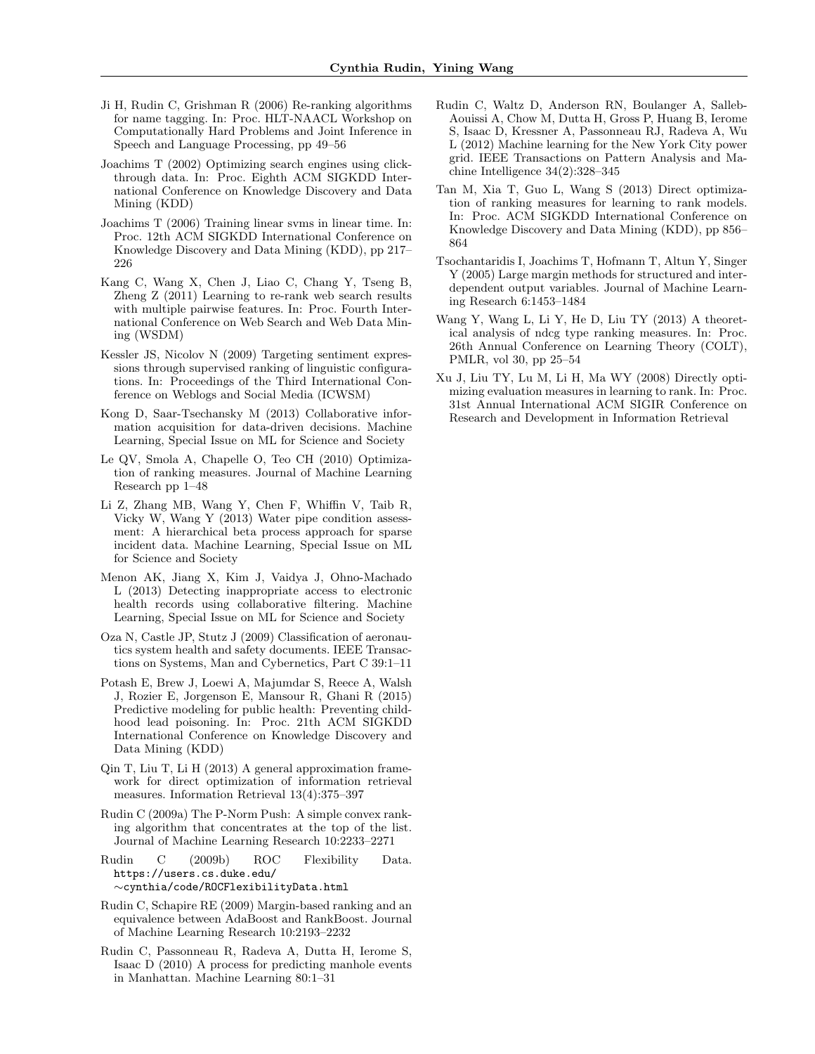Ji H, Rudin C, Grishman R (2006) Re-ranking algorithms for name tagging. In: Proc. HLT-NAACL Workshop on Computationally Hard Problems and Joint Inference in Speech and Language Processing, pp 49–56

Joachims T (2002) Optimizing search engines using clickthrough data. In: Proc. Eighth ACM SIGKDD International Conference on Knowledge Discovery and Data Mining (KDD)

Joachims T (2006) Training linear svms in linear time. In: Proc. 12th ACM SIGKDD International Conference on Knowledge Discovery and Data Mining (KDD), pp 217–226

Kang C, Wang X, Chen J, Liao C, Chang Y, Tseng B, Zheng Z (2011) Learning to re-rank web search results with multiple pairwise features. In: Proc. Fourth International Conference on Web Search and Web Data Mining (WSDM)

Kessler JS, Nicolov N (2009) Targeting sentiment expressions through supervised ranking of linguistic configurations. In: Proceedings of the Third International Conference on Weblogs and Social Media (ICWSM)

Kong D, Saar-Tsechansky M (2013) Collaborative information acquisition for data-driven decisions. Machine Learning, Special Issue on ML for Science and Society

Le QV, Smola A, Chapelle O, Teo CH (2010) Optimization of ranking measures. Journal of Machine Learning Research pp 1–48

Li Z, Zhang MB, Wang Y, Chen F, Whiffin V, Taib R, Vicky W, Wang Y (2013) Water pipe condition assessment: A hierarchical beta process approach for sparse incident data. Machine Learning, Special Issue on ML for Science and Society

Menon AK, Jiang X, Kim J, Vaidya J, Ohno-Machado L (2013) Detecting inappropriate access to electronic health records using collaborative filtering. Machine Learning, Special Issue on ML for Science and Society

Oza N, Castle JP, Stutz J (2009) Classification of aeronautics system health and safety documents. IEEE Transactions on Systems, Man and Cybernetics, Part C 39:1–11

Potash E, Brew J, Loewi A, Majumdar S, Reece A, Walsh J, Rozier E, Jorgenson E, Mansour R, Ghani R (2015) Predictive modeling for public health: Preventing childhood lead poisoning. In: Proc. 21th ACM SIGKDD International Conference on Knowledge Discovery and Data Mining (KDD)

Qin T, Liu T, Li H (2013) A general approximation framework for direct optimization of information retrieval measures. Information Retrieval 13(4):375–397

Rudin C (2009a) The P-Norm Push: A simple convex ranking algorithm that concentrates at the top of the list. Journal of Machine Learning Research 10:2233–2271

Rudin C (2009b) ROC Flexibility Data. https://users.cs.duke.edu/~cynthia/code/ROCFlexibilityData.html

Rudin C, Schapire RE (2009) Margin-based ranking and an equivalence between AdaBoost and RankBoost. Journal of Machine Learning Research 10:2193–2232

Rudin C, Passonneau R, Radeva A, Dutta H, Ierome S, Isaac D (2010) A process for predicting manhole events in Manhattan. Machine Learning 80:1–31

Rudin C, Waltz D, Anderson RN, Boulanger A, Salleb-Aouissi A, Chow M, Dutta H, Gross P, Huang B, Ierome S, Isaac D, Kressner A, Passonneau RJ, Radeva A, Wu L (2012) Machine learning for the New York City power grid. IEEE Transactions on Pattern Analysis and Machine Intelligence 34(2):328–345

Tan M, Xia T, Guo L, Wang S (2013) Direct optimization of ranking measures for learning to rank models. In: Proc. ACM SIGKDD International Conference on Knowledge Discovery and Data Mining (KDD), pp 856–864

Tsochantaridis I, Joachims T, Hofmann T, Altun Y, Singer Y (2005) Large margin methods for structured and interdependent output variables. Journal of Machine Learning Research 6:1453–1484

Wang Y, Wang L, Li Y, He D, Liu TY (2013) A theoretical analysis of ndcg type ranking measures. In: Proc. 26th Annual Conference on Learning Theory (COLT), PMLR, vol 30, pp 25–54

Xu J, Liu TY, Lu M, Li H, Ma WY (2008) Directly optimizing evaluation measures in learning to rank. In: Proc. 31st Annual International ACM SIGIR Conference on Research and Development in Information Retrieval